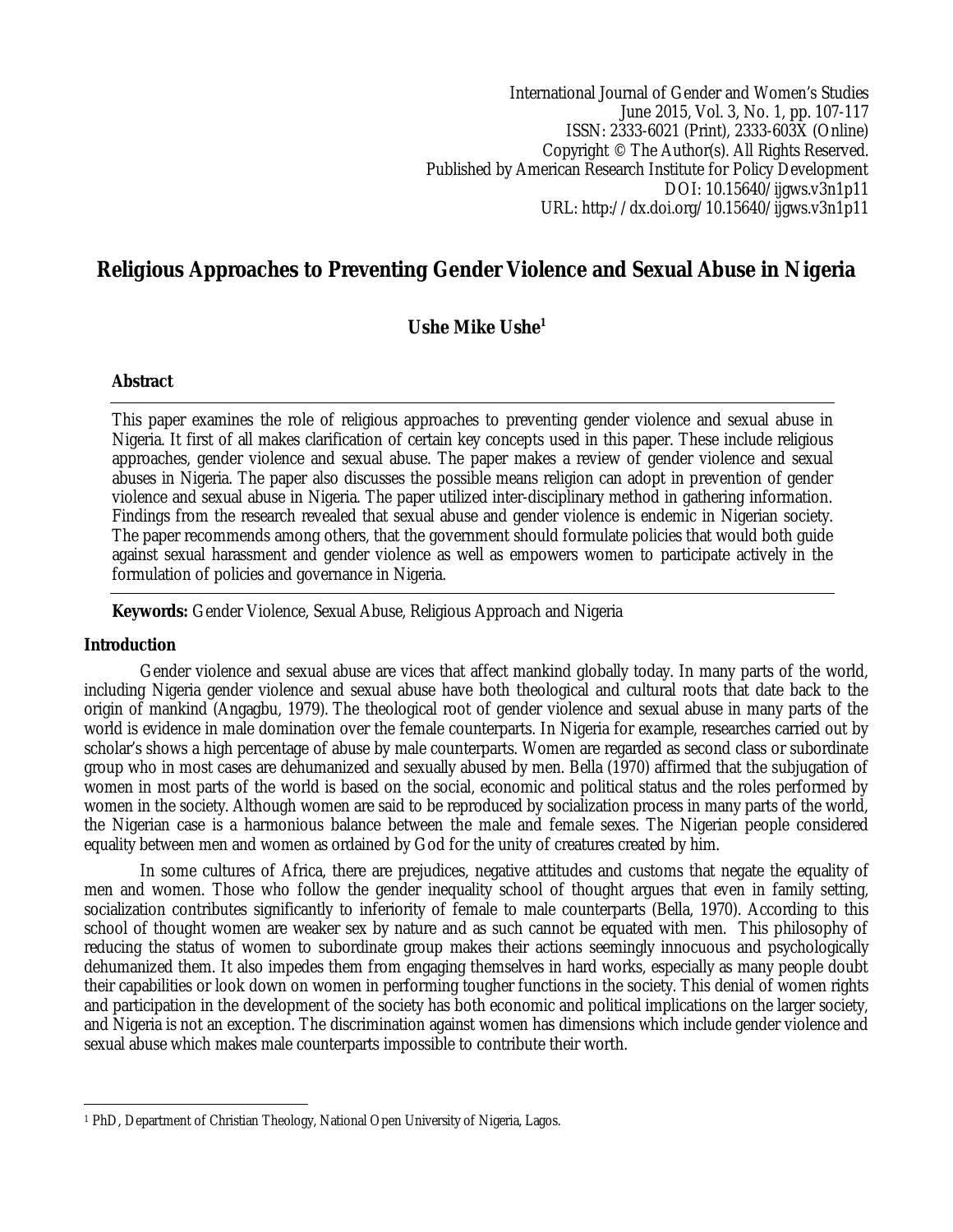International Journal of Gender and Women's Studies
June 2015, Vol. 3, No. 1, pp. 107-117
ISSN: 2333-6021 (Print), 2333-603X (Online)
Copyright © The Author(s). All Rights Reserved.
Published by American Research Institute for Policy Development
DOI: 10.15640/ijgws.v3n1p11
URL: http://dx.doi.org/10.15640/ijgws.v3n1p11

# Religious Approaches to Preventing Gender Violence and Sexual Abuse in Nigeria

**Ushe Mike Ushe[1]**

## Abstract

This paper examines the role of religious approaches to preventing gender violence and sexual abuse in Nigeria. It first of all makes clarification of certain key concepts used in this paper. These include religious approaches, gender violence and sexual abuse. The paper makes a review of gender violence and sexual abuses in Nigeria. The paper also discusses the possible means religion can adopt in prevention of gender violence and sexual abuse in Nigeria. The paper utilized inter-disciplinary method in gathering information. Findings from the research revealed that sexual abuse and gender violence is endemic in Nigerian society. The paper recommends among others, that the government should formulate policies that would both guide against sexual harassment and gender violence as well as empowers women to participate actively in the formulation of policies and governance in Nigeria.

**Keywords:** Gender Violence, Sexual Abuse, Religious Approach and Nigeria

## Introduction

Gender violence and sexual abuse are vices that affect mankind globally today. In many parts of the world, including Nigeria gender violence and sexual abuse have both theological and cultural roots that date back to the origin of mankind (Angagbu, 1979). The theological root of gender violence and sexual abuse in many parts of the world is evidence in male domination over the female counterparts. In Nigeria for example, researches carried out by scholar's shows a high percentage of abuse by male counterparts. Women are regarded as second class or subordinate group who in most cases are dehumanized and sexually abused by men. Bella (1970) affirmed that the subjugation of women in most parts of the world is based on the social, economic and political status and the roles performed by women in the society. Although women are said to be reproduced by socialization process in many parts of the world, the Nigerian case is a harmonious balance between the male and female sexes. The Nigerian people considered equality between men and women as ordained by God for the unity of creatures created by him.

In some cultures of Africa, there are prejudices, negative attitudes and customs that negate the equality of men and women. Those who follow the gender inequality school of thought argues that even in family setting, socialization contributes significantly to inferiority of female to male counterparts (Bella, 1970). According to this school of thought women are weaker sex by nature and as such cannot be equated with men. This philosophy of reducing the status of women to subordinate group makes their actions seemingly innocuous and psychologically dehumanized them. It also impedes them from engaging themselves in hard works, especially as many people doubt their capabilities or look down on women in performing tougher functions in the society. This denial of women rights and participation in the development of the society has both economic and political implications on the larger society, and Nigeria is not an exception. The discrimination against women has dimensions which include gender violence and sexual abuse which makes male counterparts impossible to contribute their worth.

---

[1] PhD, Department of Christian Theology, National Open University of Nigeria, Lagos.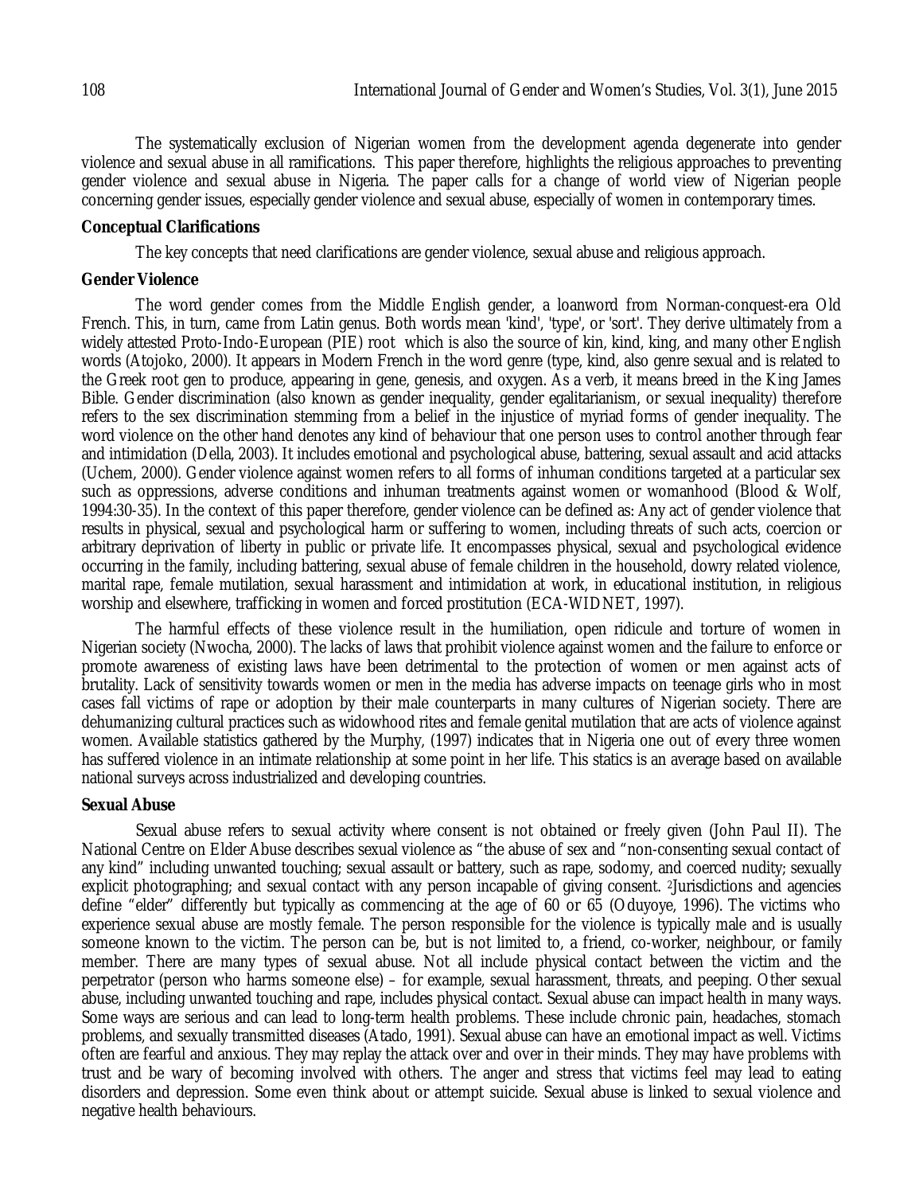The systematically exclusion of Nigerian women from the development agenda degenerate into gender violence and sexual abuse in all ramifications. This paper therefore, highlights the religious approaches to preventing gender violence and sexual abuse in Nigeria. The paper calls for a change of world view of Nigerian people concerning gender issues, especially gender violence and sexual abuse, especially of women in contemporary times.

## Conceptual Clarifications

The key concepts that need clarifications are gender violence, sexual abuse and religious approach.

### Gender Violence

The word gender comes from the Middle English gender, a loanword from Norman-conquest-era Old French. This, in turn, came from Latin genus. Both words mean 'kind', 'type', or 'sort'. They derive ultimately from a widely attested Proto-Indo-European (PIE) root which is also the source of kin, kind, king, and many other English words (Atojoko, 2000). It appears in Modern French in the word genre (type, kind, also genre sexual and is related to the Greek root gen to produce, appearing in gene, genesis, and oxygen. As a verb, it means breed in the King James Bible. Gender discrimination (also known as gender inequality, gender egalitarianism, or sexual inequality) therefore refers to the sex discrimination stemming from a belief in the injustice of myriad forms of gender inequality. The word violence on the other hand denotes any kind of behaviour that one person uses to control another through fear and intimidation (Della, 2003). It includes emotional and psychological abuse, battering, sexual assault and acid attacks (Uchem, 2000). Gender violence against women refers to all forms of inhuman conditions targeted at a particular sex such as oppressions, adverse conditions and inhuman treatments against women or womanhood (Blood & Wolf, 1994:30-35). In the context of this paper therefore, gender violence can be defined as: Any act of gender violence that results in physical, sexual and psychological harm or suffering to women, including threats of such acts, coercion or arbitrary deprivation of liberty in public or private life. It encompasses physical, sexual and psychological evidence occurring in the family, including battering, sexual abuse of female children in the household, dowry related violence, marital rape, female mutilation, sexual harassment and intimidation at work, in educational institution, in religious worship and elsewhere, trafficking in women and forced prostitution (ECA-WIDNET, 1997).

The harmful effects of these violence result in the humiliation, open ridicule and torture of women in Nigerian society (Nwocha, 2000). The lacks of laws that prohibit violence against women and the failure to enforce or promote awareness of existing laws have been detrimental to the protection of women or men against acts of brutality. Lack of sensitivity towards women or men in the media has adverse impacts on teenage girls who in most cases fall victims of rape or adoption by their male counterparts in many cultures of Nigerian society. There are dehumanizing cultural practices such as widowhood rites and female genital mutilation that are acts of violence against women. Available statistics gathered by the Murphy, (1997) indicates that in Nigeria one out of every three women has suffered violence in an intimate relationship at some point in her life. This statics is an average based on available national surveys across industrialized and developing countries.

### Sexual Abuse

Sexual abuse refers to sexual activity where consent is not obtained or freely given (John Paul II). The National Centre on Elder Abuse describes sexual violence as "the abuse of sex and "non-consenting sexual contact of any kind" including unwanted touching; sexual assault or battery, such as rape, sodomy, and coerced nudity; sexually explicit photographing; and sexual contact with any person incapable of giving consent. [2]Jurisdictions and agencies define "elder" differently but typically as commencing at the age of 60 or 65 (Oduyoye, 1996). The victims who experience sexual abuse are mostly female. The person responsible for the violence is typically male and is usually someone known to the victim. The person can be, but is not limited to, a friend, co-worker, neighbour, or family member. There are many types of sexual abuse. Not all include physical contact between the victim and the perpetrator (person who harms someone else) – for example, sexual harassment, threats, and peeping. Other sexual abuse, including unwanted touching and rape, includes physical contact. Sexual abuse can impact health in many ways. Some ways are serious and can lead to long-term health problems. These include chronic pain, headaches, stomach problems, and sexually transmitted diseases (Atado, 1991). Sexual abuse can have an emotional impact as well. Victims often are fearful and anxious. They may replay the attack over and over in their minds. They may have problems with trust and be wary of becoming involved with others. The anger and stress that victims feel may lead to eating disorders and depression. Some even think about or attempt suicide. Sexual abuse is linked to sexual violence and negative health behaviours.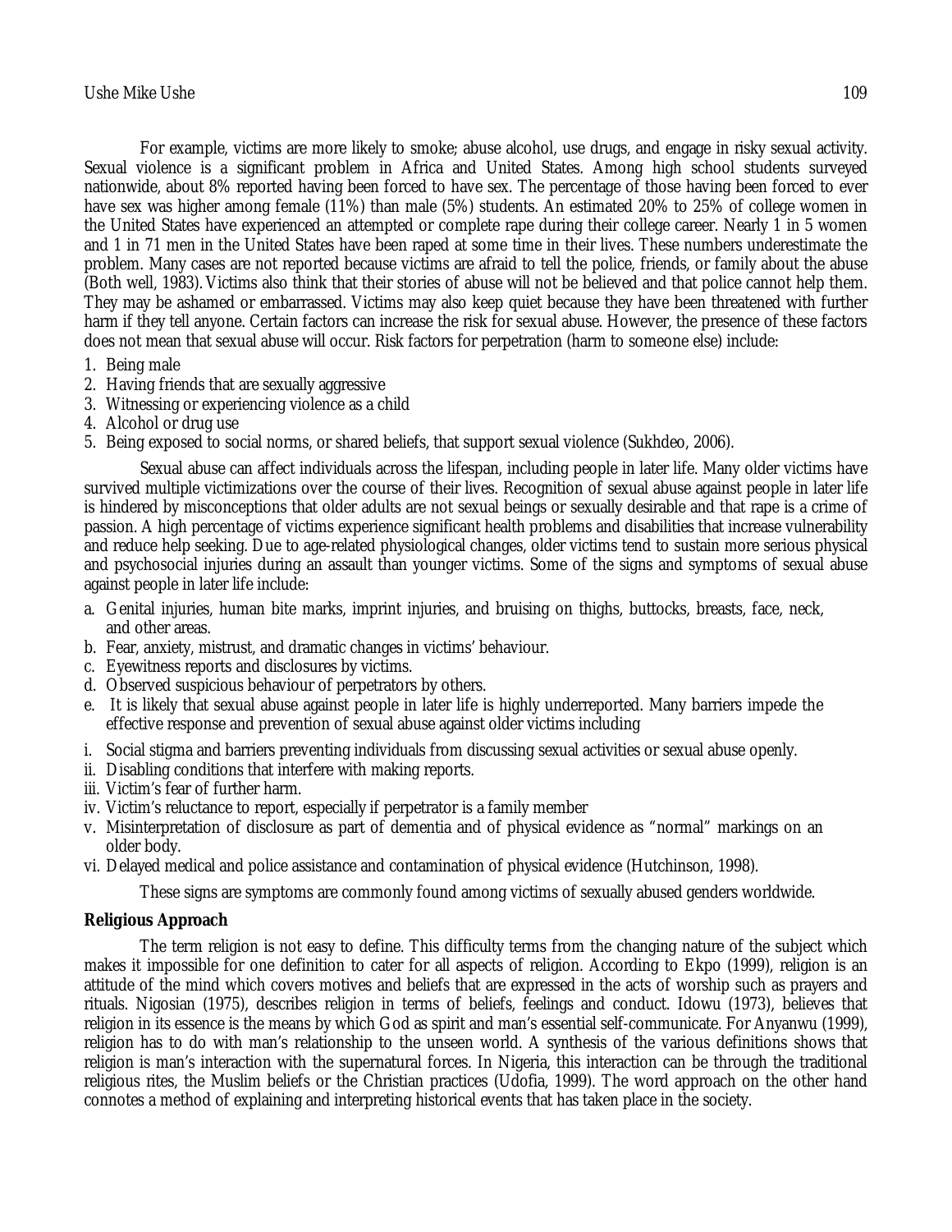For example, victims are more likely to smoke; abuse alcohol, use drugs, and engage in risky sexual activity. Sexual violence is a significant problem in Africa and United States. Among high school students surveyed nationwide, about 8% reported having been forced to have sex. The percentage of those having been forced to ever have sex was higher among female (11%) than male (5%) students. An estimated 20% to 25% of college women in the United States have experienced an attempted or complete rape during their college career. Nearly 1 in 5 women and 1 in 71 men in the United States have been raped at some time in their lives. These numbers underestimate the problem. Many cases are not reported because victims are afraid to tell the police, friends, or family about the abuse (Both well, 1983). Victims also think that their stories of abuse will not be believed and that police cannot help them. They may be ashamed or embarrassed. Victims may also keep quiet because they have been threatened with further harm if they tell anyone. Certain factors can increase the risk for sexual abuse. However, the presence of these factors does not mean that sexual abuse will occur. Risk factors for perpetration (harm to someone else) include:

1. Being male
2. Having friends that are sexually aggressive
3. Witnessing or experiencing violence as a child
4. Alcohol or drug use
5. Being exposed to social norms, or shared beliefs, that support sexual violence (Sukhdeo, 2006).

Sexual abuse can affect individuals across the lifespan, including people in later life. Many older victims have survived multiple victimizations over the course of their lives. Recognition of sexual abuse against people in later life is hindered by misconceptions that older adults are not sexual beings or sexually desirable and that rape is a crime of passion. A high percentage of victims experience significant health problems and disabilities that increase vulnerability and reduce help seeking. Due to age-related physiological changes, older victims tend to sustain more serious physical and psychosocial injuries during an assault than younger victims. Some of the signs and symptoms of sexual abuse against people in later life include:

a. Genital injuries, human bite marks, imprint injuries, and bruising on thighs, buttocks, breasts, face, neck, and other areas.
b. Fear, anxiety, mistrust, and dramatic changes in victims' behaviour.
c. Eyewitness reports and disclosures by victims.
d. Observed suspicious behaviour of perpetrators by others.
e. It is likely that sexual abuse against people in later life is highly underreported. Many barriers impede the effective response and prevention of sexual abuse against older victims including

i. Social stigma and barriers preventing individuals from discussing sexual activities or sexual abuse openly.
ii. Disabling conditions that interfere with making reports.
iii. Victim's fear of further harm.
iv. Victim's reluctance to report, especially if perpetrator is a family member
v. Misinterpretation of disclosure as part of dementia and of physical evidence as "normal" markings on an older body.
vi. Delayed medical and police assistance and contamination of physical evidence (Hutchinson, 1998).

These signs are symptoms are commonly found among victims of sexually abused genders worldwide.

**Religious Approach**

The term religion is not easy to define. This difficulty terms from the changing nature of the subject which makes it impossible for one definition to cater for all aspects of religion. According to Ekpo (1999), religion is an attitude of the mind which covers motives and beliefs that are expressed in the acts of worship such as prayers and rituals. Nigosian (1975), describes religion in terms of beliefs, feelings and conduct. Idowu (1973), believes that religion in its essence is the means by which God as spirit and man's essential self-communicate. For Anyanwu (1999), religion has to do with man's relationship to the unseen world. A synthesis of the various definitions shows that religion is man's interaction with the supernatural forces. In Nigeria, this interaction can be through the traditional religious rites, the Muslim beliefs or the Christian practices (Udofia, 1999). The word approach on the other hand connotes a method of explaining and interpreting historical events that has taken place in the society.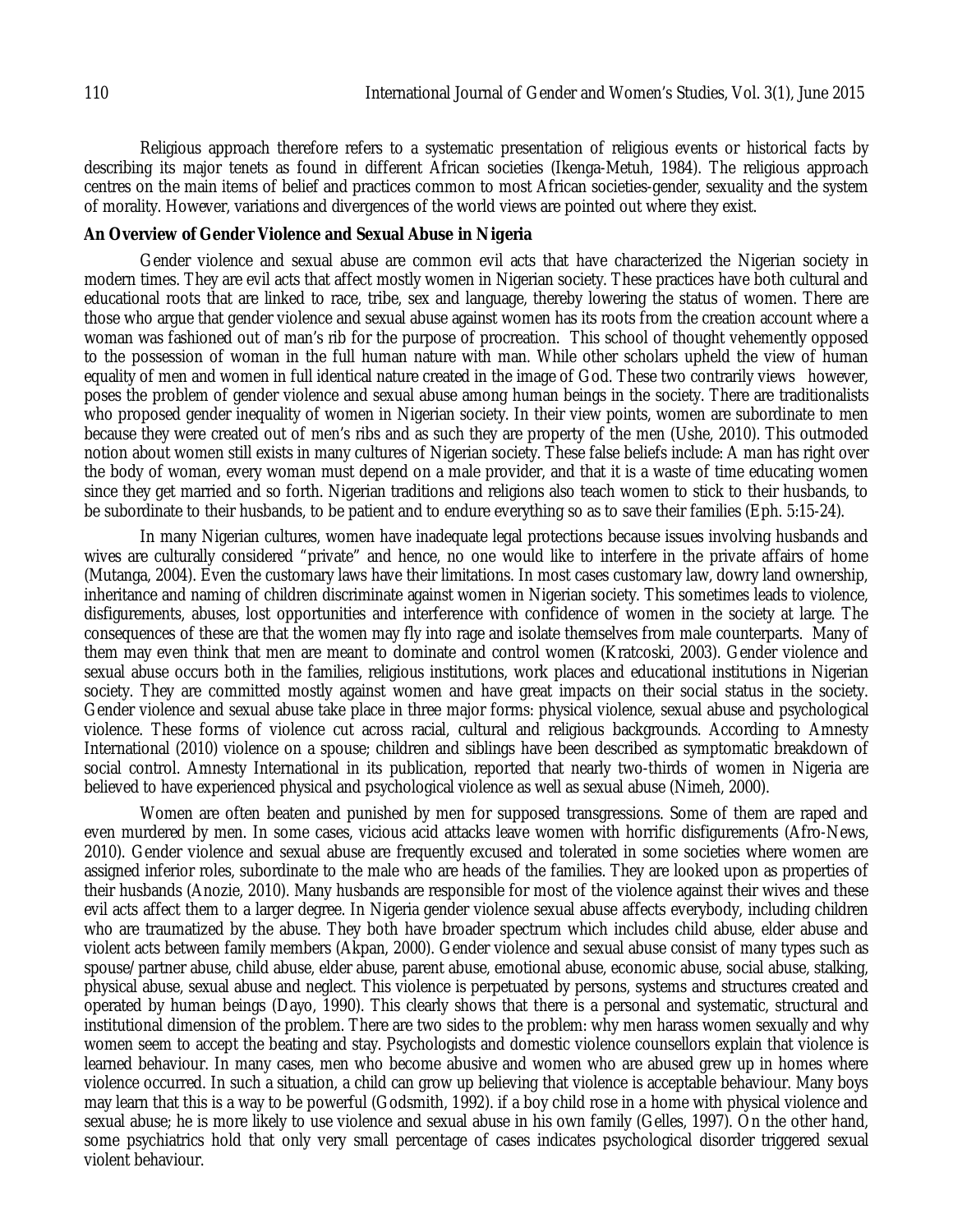Religious approach therefore refers to a systematic presentation of religious events or historical facts by describing its major tenets as found in different African societies (Ikenga-Metuh, 1984). The religious approach centres on the main items of belief and practices common to most African societies-gender, sexuality and the system of morality. However, variations and divergences of the world views are pointed out where they exist.

**An Overview of Gender Violence and Sexual Abuse in Nigeria**

Gender violence and sexual abuse are common evil acts that have characterized the Nigerian society in modern times. They are evil acts that affect mostly women in Nigerian society. These practices have both cultural and educational roots that are linked to race, tribe, sex and language, thereby lowering the status of women. There are those who argue that gender violence and sexual abuse against women has its roots from the creation account where a woman was fashioned out of man's rib for the purpose of procreation. This school of thought vehemently opposed to the possession of woman in the full human nature with man. While other scholars upheld the view of human equality of men and women in full identical nature created in the image of God. These two contrarily views however, poses the problem of gender violence and sexual abuse among human beings in the society. There are traditionalists who proposed gender inequality of women in Nigerian society. In their view points, women are subordinate to men because they were created out of men's ribs and as such they are property of the men (Ushe, 2010). This outmoded notion about women still exists in many cultures of Nigerian society. These false beliefs include: A man has right over the body of woman, every woman must depend on a male provider, and that it is a waste of time educating women since they get married and so forth. Nigerian traditions and religions also teach women to stick to their husbands, to be subordinate to their husbands, to be patient and to endure everything so as to save their families (Eph. 5:15-24).

In many Nigerian cultures, women have inadequate legal protections because issues involving husbands and wives are culturally considered "private" and hence, no one would like to interfere in the private affairs of home (Mutanga, 2004). Even the customary laws have their limitations. In most cases customary law, dowry land ownership, inheritance and naming of children discriminate against women in Nigerian society. This sometimes leads to violence, disfigurements, abuses, lost opportunities and interference with confidence of women in the society at large. The consequences of these are that the women may fly into rage and isolate themselves from male counterparts. Many of them may even think that men are meant to dominate and control women (Kratcoski, 2003). Gender violence and sexual abuse occurs both in the families, religious institutions, work places and educational institutions in Nigerian society. They are committed mostly against women and have great impacts on their social status in the society. Gender violence and sexual abuse take place in three major forms: physical violence, sexual abuse and psychological violence. These forms of violence cut across racial, cultural and religious backgrounds. According to Amnesty International (2010) violence on a spouse; children and siblings have been described as symptomatic breakdown of social control. Amnesty International in its publication, reported that nearly two-thirds of women in Nigeria are believed to have experienced physical and psychological violence as well as sexual abuse (Nimeh, 2000).

Women are often beaten and punished by men for supposed transgressions. Some of them are raped and even murdered by men. In some cases, vicious acid attacks leave women with horrific disfigurements (Afro-News, 2010). Gender violence and sexual abuse are frequently excused and tolerated in some societies where women are assigned inferior roles, subordinate to the male who are heads of the families. They are looked upon as properties of their husbands (Anozie, 2010). Many husbands are responsible for most of the violence against their wives and these evil acts affect them to a larger degree. In Nigeria gender violence sexual abuse affects everybody, including children who are traumatized by the abuse. They both have broader spectrum which includes child abuse, elder abuse and violent acts between family members (Akpan, 2000). Gender violence and sexual abuse consist of many types such as spouse/partner abuse, child abuse, elder abuse, parent abuse, emotional abuse, economic abuse, social abuse, stalking, physical abuse, sexual abuse and neglect. This violence is perpetuated by persons, systems and structures created and operated by human beings (Dayo, 1990). This clearly shows that there is a personal and systematic, structural and institutional dimension of the problem. There are two sides to the problem: why men harass women sexually and why women seem to accept the beating and stay. Psychologists and domestic violence counsellors explain that violence is learned behaviour. In many cases, men who become abusive and women who are abused grew up in homes where violence occurred. In such a situation, a child can grow up believing that violence is acceptable behaviour. Many boys may learn that this is a way to be powerful (Godsmith, 1992). if a boy child rose in a home with physical violence and sexual abuse; he is more likely to use violence and sexual abuse in his own family (Gelles, 1997). On the other hand, some psychiatrics hold that only very small percentage of cases indicates psychological disorder triggered sexual violent behaviour.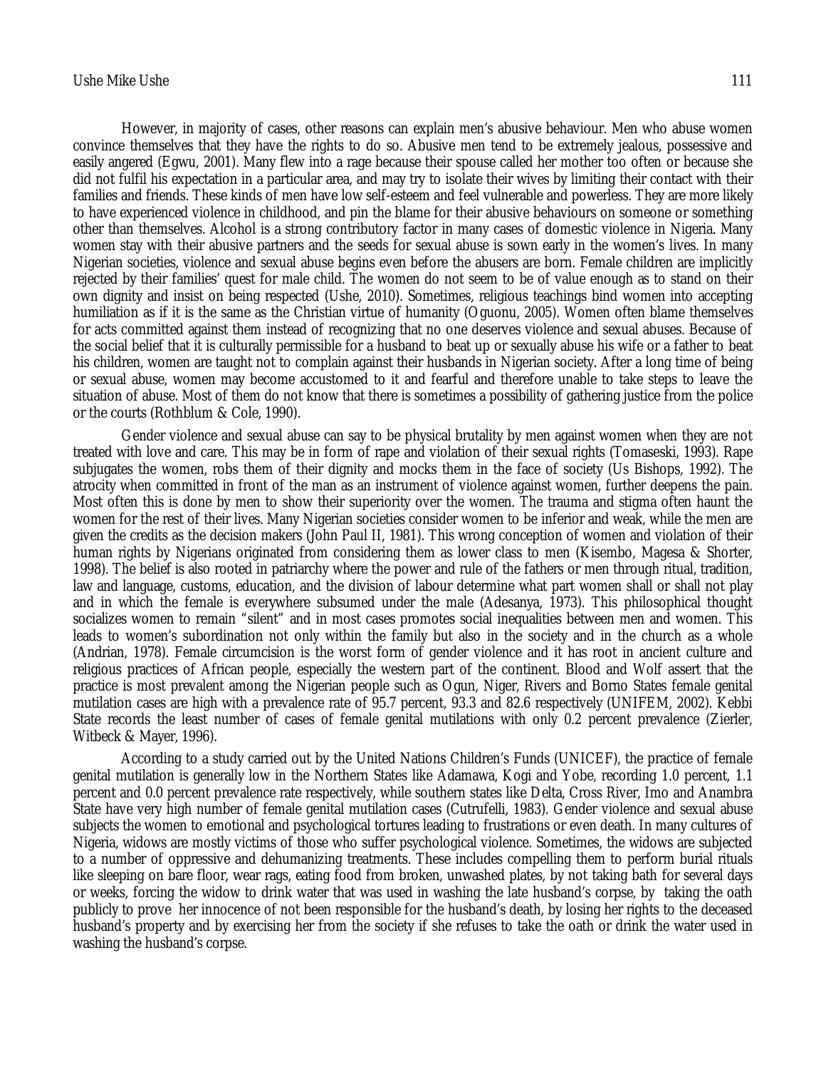However, in majority of cases, other reasons can explain men's abusive behaviour. Men who abuse women convince themselves that they have the rights to do so. Abusive men tend to be extremely jealous, possessive and easily angered (Egwu, 2001). Many flew into a rage because their spouse called her mother too often or because she did not fulfil his expectation in a particular area, and may try to isolate their wives by limiting their contact with their families and friends. These kinds of men have low self-esteem and feel vulnerable and powerless. They are more likely to have experienced violence in childhood, and pin the blame for their abusive behaviours on someone or something other than themselves. Alcohol is a strong contributory factor in many cases of domestic violence in Nigeria. Many women stay with their abusive partners and the seeds for sexual abuse is sown early in the women's lives. In many Nigerian societies, violence and sexual abuse begins even before the abusers are born. Female children are implicitly rejected by their families' quest for male child. The women do not seem to be of value enough as to stand on their own dignity and insist on being respected (Ushe, 2010). Sometimes, religious teachings bind women into accepting humiliation as if it is the same as the Christian virtue of humanity (Oguonu, 2005). Women often blame themselves for acts committed against them instead of recognizing that no one deserves violence and sexual abuses. Because of the social belief that it is culturally permissible for a husband to beat up or sexually abuse his wife or a father to beat his children, women are taught not to complain against their husbands in Nigerian society. After a long time of being or sexual abuse, women may become accustomed to it and fearful and therefore unable to take steps to leave the situation of abuse. Most of them do not know that there is sometimes a possibility of gathering justice from the police or the courts (Rothblum & Cole, 1990).

Gender violence and sexual abuse can say to be physical brutality by men against women when they are not treated with love and care. This may be in form of rape and violation of their sexual rights (Tomaseski, 1993). Rape subjugates the women, robs them of their dignity and mocks them in the face of society (Us Bishops, 1992). The atrocity when committed in front of the man as an instrument of violence against women, further deepens the pain. Most often this is done by men to show their superiority over the women. The trauma and stigma often haunt the women for the rest of their lives. Many Nigerian societies consider women to be inferior and weak, while the men are given the credits as the decision makers (John Paul II, 1981). This wrong conception of women and violation of their human rights by Nigerians originated from considering them as lower class to men (Kisembo, Magesa & Shorter, 1998). The belief is also rooted in patriarchy where the power and rule of the fathers or men through ritual, tradition, law and language, customs, education, and the division of labour determine what part women shall or shall not play and in which the female is everywhere subsumed under the male (Adesanya, 1973). This philosophical thought socializes women to remain "silent" and in most cases promotes social inequalities between men and women. This leads to women's subordination not only within the family but also in the society and in the church as a whole (Andrian, 1978). Female circumcision is the worst form of gender violence and it has root in ancient culture and religious practices of African people, especially the western part of the continent. Blood and Wolf assert that the practice is most prevalent among the Nigerian people such as Ogun, Niger, Rivers and Borno States female genital mutilation cases are high with a prevalence rate of 95.7 percent, 93.3 and 82.6 respectively (UNIFEM, 2002). Kebbi State records the least number of cases of female genital mutilations with only 0.2 percent prevalence (Zierler, Witbeck & Mayer, 1996).

According to a study carried out by the United Nations Children's Funds (UNICEF), the practice of female genital mutilation is generally low in the Northern States like Adamawa, Kogi and Yobe, recording 1.0 percent, 1.1 percent and 0.0 percent prevalence rate respectively, while southern states like Delta, Cross River, Imo and Anambra State have very high number of female genital mutilation cases (Cutrufelli, 1983). Gender violence and sexual abuse subjects the women to emotional and psychological tortures leading to frustrations or even death. In many cultures of Nigeria, widows are mostly victims of those who suffer psychological violence. Sometimes, the widows are subjected to a number of oppressive and dehumanizing treatments. These includes compelling them to perform burial rituals like sleeping on bare floor, wear rags, eating food from broken, unwashed plates, by not taking bath for several days or weeks, forcing the widow to drink water that was used in washing the late husband's corpse, by taking the oath publicly to prove her innocence of not been responsible for the husband's death, by losing her rights to the deceased husband's property and by exercising her from the society if she refuses to take the oath or drink the water used in washing the husband's corpse.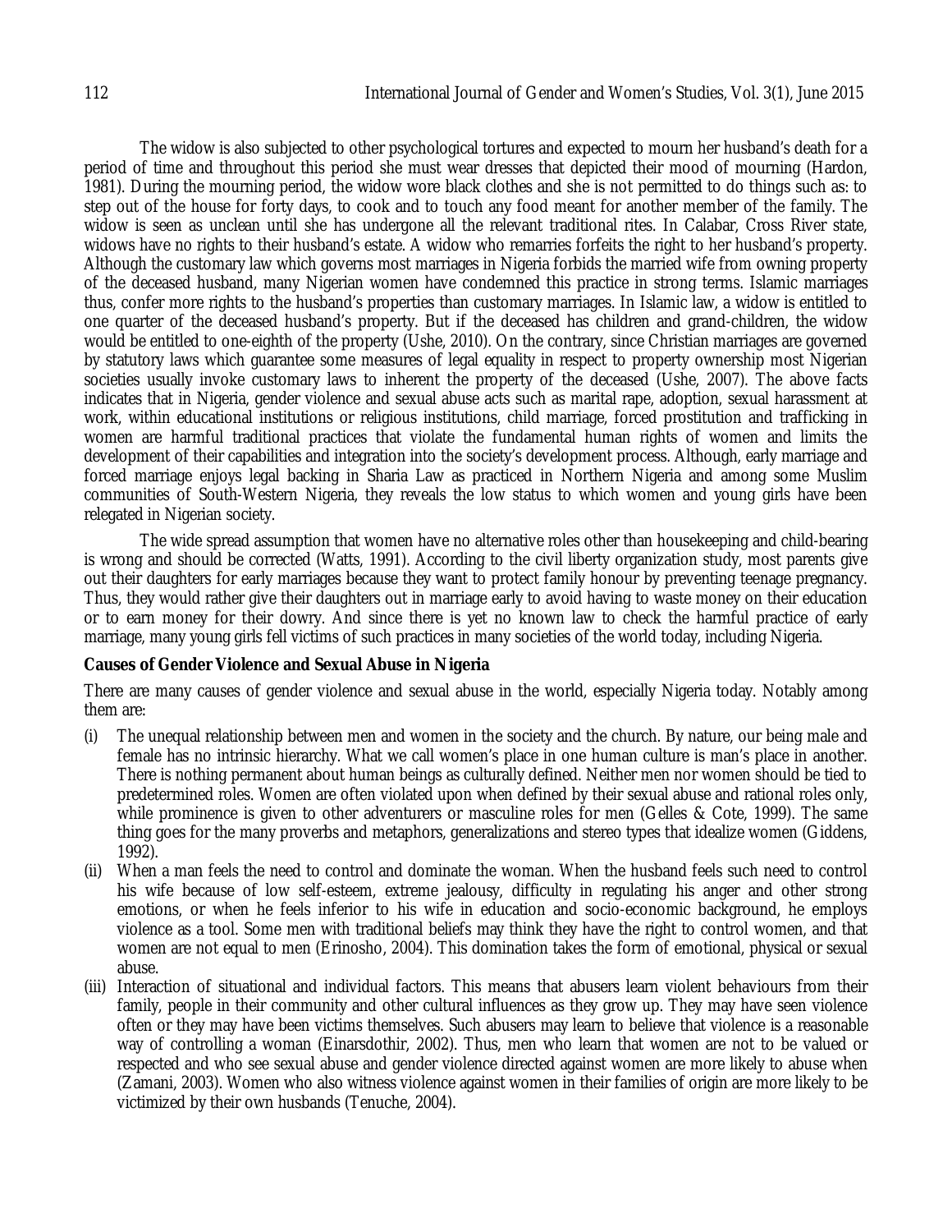The widow is also subjected to other psychological tortures and expected to mourn her husband's death for a period of time and throughout this period she must wear dresses that depicted their mood of mourning (Hardon, 1981). During the mourning period, the widow wore black clothes and she is not permitted to do things such as: to step out of the house for forty days, to cook and to touch any food meant for another member of the family. The widow is seen as unclean until she has undergone all the relevant traditional rites. In Calabar, Cross River state, widows have no rights to their husband's estate. A widow who remarries forfeits the right to her husband's property. Although the customary law which governs most marriages in Nigeria forbids the married wife from owning property of the deceased husband, many Nigerian women have condemned this practice in strong terms. Islamic marriages thus, confer more rights to the husband's properties than customary marriages. In Islamic law, a widow is entitled to one quarter of the deceased husband's property. But if the deceased has children and grand-children, the widow would be entitled to one-eighth of the property (Ushe, 2010). On the contrary, since Christian marriages are governed by statutory laws which guarantee some measures of legal equality in respect to property ownership most Nigerian societies usually invoke customary laws to inherent the property of the deceased (Ushe, 2007). The above facts indicates that in Nigeria, gender violence and sexual abuse acts such as marital rape, adoption, sexual harassment at work, within educational institutions or religious institutions, child marriage, forced prostitution and trafficking in women are harmful traditional practices that violate the fundamental human rights of women and limits the development of their capabilities and integration into the society's development process. Although, early marriage and forced marriage enjoys legal backing in Sharia Law as practiced in Northern Nigeria and among some Muslim communities of South-Western Nigeria, they reveals the low status to which women and young girls have been relegated in Nigerian society.

The wide spread assumption that women have no alternative roles other than housekeeping and child-bearing is wrong and should be corrected (Watts, 1991). According to the civil liberty organization study, most parents give out their daughters for early marriages because they want to protect family honour by preventing teenage pregnancy. Thus, they would rather give their daughters out in marriage early to avoid having to waste money on their education or to earn money for their dowry. And since there is yet no known law to check the harmful practice of early marriage, many young girls fell victims of such practices in many societies of the world today, including Nigeria.

**Causes of Gender Violence and Sexual Abuse in Nigeria**

There are many causes of gender violence and sexual abuse in the world, especially Nigeria today. Notably among them are:

(i) The unequal relationship between men and women in the society and the church. By nature, our being male and female has no intrinsic hierarchy. What we call women's place in one human culture is man's place in another. There is nothing permanent about human beings as culturally defined. Neither men nor women should be tied to predetermined roles. Women are often violated upon when defined by their sexual abuse and rational roles only, while prominence is given to other adventurers or masculine roles for men (Gelles & Cote, 1999). The same thing goes for the many proverbs and metaphors, generalizations and stereo types that idealize women (Giddens, 1992).

(ii) When a man feels the need to control and dominate the woman. When the husband feels such need to control his wife because of low self-esteem, extreme jealousy, difficulty in regulating his anger and other strong emotions, or when he feels inferior to his wife in education and socio-economic background, he employs violence as a tool. Some men with traditional beliefs may think they have the right to control women, and that women are not equal to men (Erinosho, 2004). This domination takes the form of emotional, physical or sexual abuse.

(iii) Interaction of situational and individual factors. This means that abusers learn violent behaviours from their family, people in their community and other cultural influences as they grow up. They may have seen violence often or they may have been victims themselves. Such abusers may learn to believe that violence is a reasonable way of controlling a woman (Einarsdothir, 2002). Thus, men who learn that women are not to be valued or respected and who see sexual abuse and gender violence directed against women are more likely to abuse when (Zamani, 2003). Women who also witness violence against women in their families of origin are more likely to be victimized by their own husbands (Tenuche, 2004).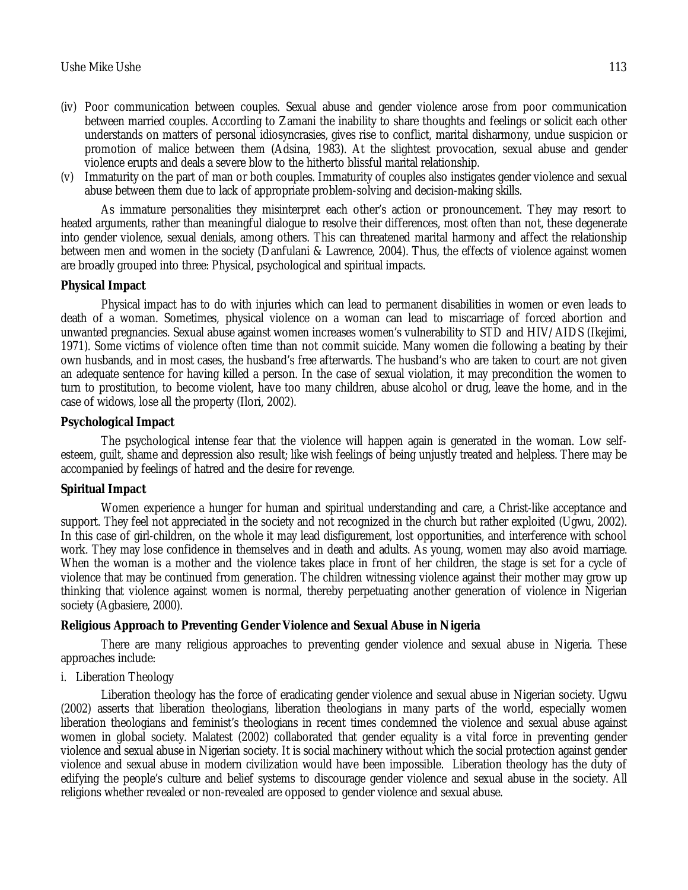(iv) Poor communication between couples. Sexual abuse and gender violence arose from poor communication between married couples. According to Zamani the inability to share thoughts and feelings or solicit each other understands on matters of personal idiosyncrasies, gives rise to conflict, marital disharmony, undue suspicion or promotion of malice between them (Adsina, 1983). At the slightest provocation, sexual abuse and gender violence erupts and deals a severe blow to the hitherto blissful marital relationship.

(v) Immaturity on the part of man or both couples. Immaturity of couples also instigates gender violence and sexual abuse between them due to lack of appropriate problem-solving and decision-making skills.

As immature personalities they misinterpret each other's action or pronouncement. They may resort to heated arguments, rather than meaningful dialogue to resolve their differences, most often than not, these degenerate into gender violence, sexual denials, among others. This can threatened marital harmony and affect the relationship between men and women in the society (Danfulani & Lawrence, 2004). Thus, the effects of violence against women are broadly grouped into three: Physical, psychological and spiritual impacts.

**Physical Impact**

Physical impact has to do with injuries which can lead to permanent disabilities in women or even leads to death of a woman. Sometimes, physical violence on a woman can lead to miscarriage of forced abortion and unwanted pregnancies. Sexual abuse against women increases women's vulnerability to STD and HIV/AIDS (Ikejimi, 1971). Some victims of violence often time than not commit suicide. Many women die following a beating by their own husbands, and in most cases, the husband's free afterwards. The husband's who are taken to court are not given an adequate sentence for having killed a person. In the case of sexual violation, it may precondition the women to turn to prostitution, to become violent, have too many children, abuse alcohol or drug, leave the home, and in the case of widows, lose all the property (Ilori, 2002).

**Psychological Impact**

The psychological intense fear that the violence will happen again is generated in the woman. Low self-esteem, guilt, shame and depression also result; like wish feelings of being unjustly treated and helpless. There may be accompanied by feelings of hatred and the desire for revenge.

**Spiritual Impact**

Women experience a hunger for human and spiritual understanding and care, a Christ-like acceptance and support. They feel not appreciated in the society and not recognized in the church but rather exploited (Ugwu, 2002). In this case of girl-children, on the whole it may lead disfigurement, lost opportunities, and interference with school work. They may lose confidence in themselves and in death and adults. As young, women may also avoid marriage. When the woman is a mother and the violence takes place in front of her children, the stage is set for a cycle of violence that may be continued from generation. The children witnessing violence against their mother may grow up thinking that violence against women is normal, thereby perpetuating another generation of violence in Nigerian society (Agbasiere, 2000).

**Religious Approach to Preventing Gender Violence and Sexual Abuse in Nigeria**

There are many religious approaches to preventing gender violence and sexual abuse in Nigeria. These approaches include:

i. Liberation Theology

Liberation theology has the force of eradicating gender violence and sexual abuse in Nigerian society. Ugwu (2002) asserts that liberation theologians, liberation theologians in many parts of the world, especially women liberation theologians and feminist's theologians in recent times condemned the violence and sexual abuse against women in global society. Malatest (2002) collaborated that gender equality is a vital force in preventing gender violence and sexual abuse in Nigerian society. It is social machinery without which the social protection against gender violence and sexual abuse in modern civilization would have been impossible. Liberation theology has the duty of edifying the people's culture and belief systems to discourage gender violence and sexual abuse in the society. All religions whether revealed or non-revealed are opposed to gender violence and sexual abuse.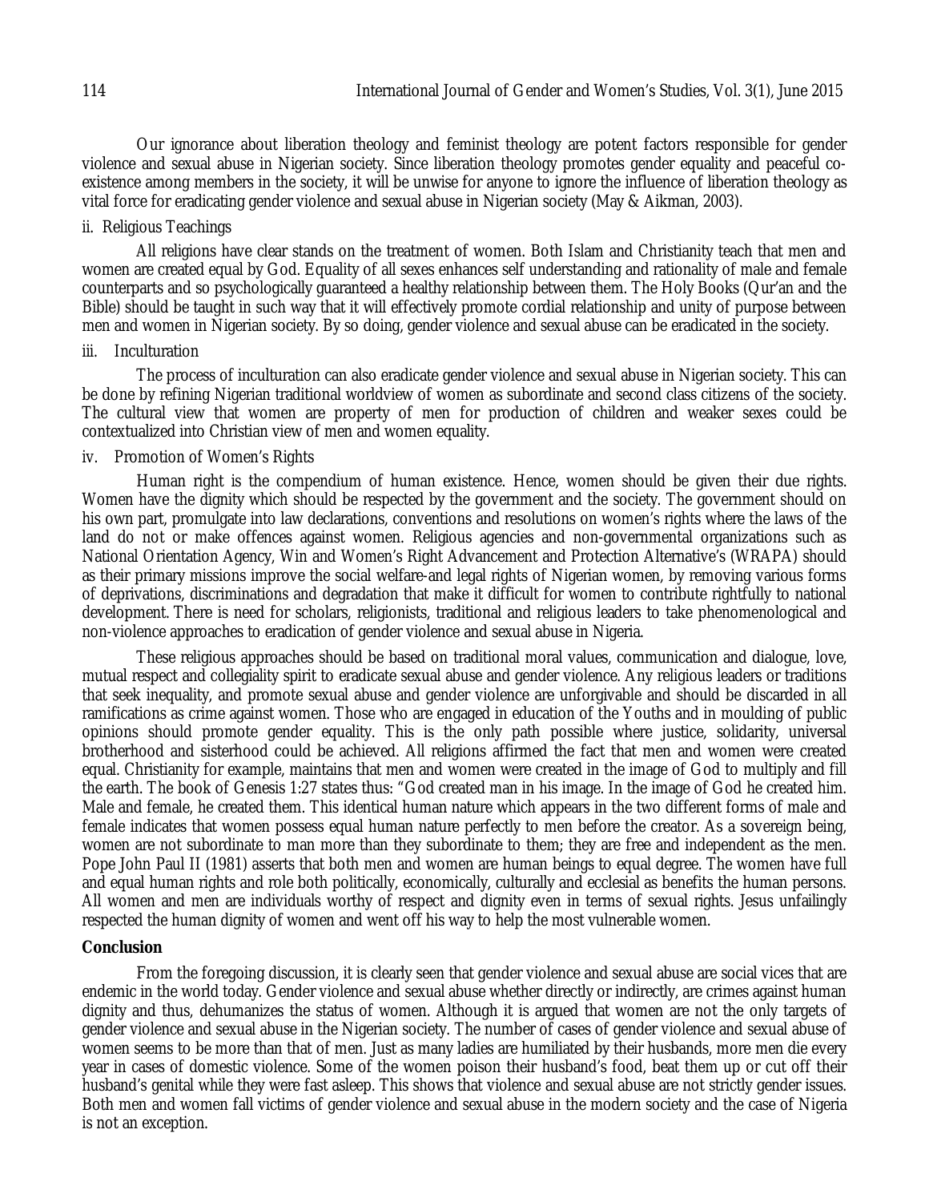Our ignorance about liberation theology and feminist theology are potent factors responsible for gender violence and sexual abuse in Nigerian society. Since liberation theology promotes gender equality and peaceful co-existence among members in the society, it will be unwise for anyone to ignore the influence of liberation theology as vital force for eradicating gender violence and sexual abuse in Nigerian society (May & Aikman, 2003).

ii. Religious Teachings

All religions have clear stands on the treatment of women. Both Islam and Christianity teach that men and women are created equal by God. Equality of all sexes enhances self understanding and rationality of male and female counterparts and so psychologically guaranteed a healthy relationship between them. The Holy Books (Qur'an and the Bible) should be taught in such way that it will effectively promote cordial relationship and unity of purpose between men and women in Nigerian society. By so doing, gender violence and sexual abuse can be eradicated in the society.

iii. Inculturation

The process of inculturation can also eradicate gender violence and sexual abuse in Nigerian society. This can be done by refining Nigerian traditional worldview of women as subordinate and second class citizens of the society. The cultural view that women are property of men for production of children and weaker sexes could be contextualized into Christian view of men and women equality.

iv. Promotion of Women's Rights

Human right is the compendium of human existence. Hence, women should be given their due rights. Women have the dignity which should be respected by the government and the society. The government should on his own part, promulgate into law declarations, conventions and resolutions on women's rights where the laws of the land do not or make offences against women. Religious agencies and non-governmental organizations such as National Orientation Agency, Win and Women's Right Advancement and Protection Alternative's (WRAPA) should as their primary missions improve the social welfare-and legal rights of Nigerian women, by removing various forms of deprivations, discriminations and degradation that make it difficult for women to contribute rightfully to national development. There is need for scholars, religionists, traditional and religious leaders to take phenomenological and non-violence approaches to eradication of gender violence and sexual abuse in Nigeria.

These religious approaches should be based on traditional moral values, communication and dialogue, love, mutual respect and collegiality spirit to eradicate sexual abuse and gender violence. Any religious leaders or traditions that seek inequality, and promote sexual abuse and gender violence are unforgivable and should be discarded in all ramifications as crime against women. Those who are engaged in education of the Youths and in moulding of public opinions should promote gender equality. This is the only path possible where justice, solidarity, universal brotherhood and sisterhood could be achieved. All religions affirmed the fact that men and women were created equal. Christianity for example, maintains that men and women were created in the image of God to multiply and fill the earth. The book of Genesis 1:27 states thus: "God created man in his image. In the image of God he created him. Male and female, he created them. This identical human nature which appears in the two different forms of male and female indicates that women possess equal human nature perfectly to men before the creator. As a sovereign being, women are not subordinate to man more than they subordinate to them; they are free and independent as the men. Pope John Paul II (1981) asserts that both men and women are human beings to equal degree. The women have full and equal human rights and role both politically, economically, culturally and ecclesial as benefits the human persons. All women and men are individuals worthy of respect and dignity even in terms of sexual rights. Jesus unfailingly respected the human dignity of women and went off his way to help the most vulnerable women.

## Conclusion

From the foregoing discussion, it is clearly seen that gender violence and sexual abuse are social vices that are endemic in the world today. Gender violence and sexual abuse whether directly or indirectly, are crimes against human dignity and thus, dehumanizes the status of women. Although it is argued that women are not the only targets of gender violence and sexual abuse in the Nigerian society. The number of cases of gender violence and sexual abuse of women seems to be more than that of men. Just as many ladies are humiliated by their husbands, more men die every year in cases of domestic violence. Some of the women poison their husband's food, beat them up or cut off their husband's genital while they were fast asleep. This shows that violence and sexual abuse are not strictly gender issues. Both men and women fall victims of gender violence and sexual abuse in the modern society and the case of Nigeria is not an exception.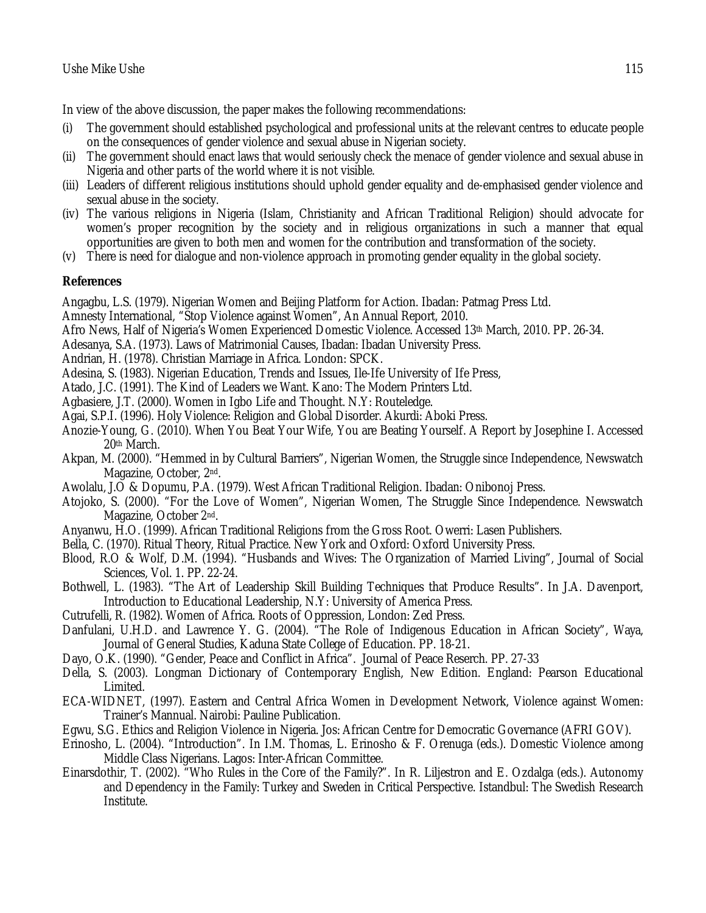In view of the above discussion, the paper makes the following recommendations:

(i) The government should established psychological and professional units at the relevant centres to educate people on the consequences of gender violence and sexual abuse in Nigerian society.
(ii) The government should enact laws that would seriously check the menace of gender violence and sexual abuse in Nigeria and other parts of the world where it is not visible.
(iii) Leaders of different religious institutions should uphold gender equality and de-emphasised gender violence and sexual abuse in the society.
(iv) The various religions in Nigeria (Islam, Christianity and African Traditional Religion) should advocate for women's proper recognition by the society and in religious organizations in such a manner that equal opportunities are given to both men and women for the contribution and transformation of the society.
(v) There is need for dialogue and non-violence approach in promoting gender equality in the global society.

## References

Angagbu, L.S. (1979). Nigerian Women and Beijing Platform for Action. Ibadan: Patmag Press Ltd.

Amnesty International, "Stop Violence against Women", An Annual Report, 2010.

Afro News, Half of Nigeria's Women Experienced Domestic Violence. Accessed 13th March, 2010. PP. 26-34.

Adesanya, S.A. (1973). Laws of Matrimonial Causes, Ibadan: Ibadan University Press.

Andrian, H. (1978). Christian Marriage in Africa. London: SPCK.

Adesina, S. (1983). Nigerian Education, Trends and Issues, Ile-Ife University of Ife Press,

Atado, J.C. (1991). The Kind of Leaders we Want. Kano: The Modern Printers Ltd.

Agbasiere, J.T. (2000). Women in Igbo Life and Thought. N.Y: Routeledge.

Agai, S.P.I. (1996). Holy Violence: Religion and Global Disorder. Akurdi: Aboki Press.

Anozie-Young, G. (2010). When You Beat Your Wife, You are Beating Yourself. A Report by Josephine I. Accessed 20th March.

Akpan, M. (2000). "Hemmed in by Cultural Barriers", Nigerian Women, the Struggle since Independence, Newswatch Magazine, October, 2nd.

Awolalu, J.O & Dopumu, P.A. (1979). West African Traditional Religion. Ibadan: Onibonoj Press.

Atojoko, S. (2000). "For the Love of Women", Nigerian Women, The Struggle Since Independence. Newswatch Magazine, October 2nd.

Anyanwu, H.O. (1999). African Traditional Religions from the Gross Root. Owerri: Lasen Publishers.

Bella, C. (1970). Ritual Theory, Ritual Practice. New York and Oxford: Oxford University Press.

Blood, R.O & Wolf, D.M. (1994). "Husbands and Wives: The Organization of Married Living", Journal of Social Sciences, Vol. 1. PP. 22-24.

Bothwell, L. (1983). "The Art of Leadership Skill Building Techniques that Produce Results". In J.A. Davenport, Introduction to Educational Leadership, N.Y: University of America Press.

Cutrufelli, R. (1982). Women of Africa. Roots of Oppression, London: Zed Press.

Danfulani, U.H.D. and Lawrence Y. G. (2004). "The Role of Indigenous Education in African Society", Waya, Journal of General Studies, Kaduna State College of Education. PP. 18-21.

Dayo, O.K. (1990). "Gender, Peace and Conflict in Africa". Journal of Peace Reserch. PP. 27-33

Della, S. (2003). Longman Dictionary of Contemporary English, New Edition. England: Pearson Educational Limited.

ECA-WIDNET, (1997). Eastern and Central Africa Women in Development Network, Violence against Women: Trainer's Mannual. Nairobi: Pauline Publication.

Egwu, S.G. Ethics and Religion Violence in Nigeria. Jos: African Centre for Democratic Governance (AFRI GOV).

Erinosho, L. (2004). "Introduction". In I.M. Thomas, L. Erinosho & F. Orenuga (eds.). Domestic Violence among Middle Class Nigerians. Lagos: Inter-African Committee.

Einarsdothir, T. (2002). "Who Rules in the Core of the Family?". In R. Liljestron and E. Ozdalga (eds.). Autonomy and Dependency in the Family: Turkey and Sweden in Critical Perspective. Istandbul: The Swedish Research Institute.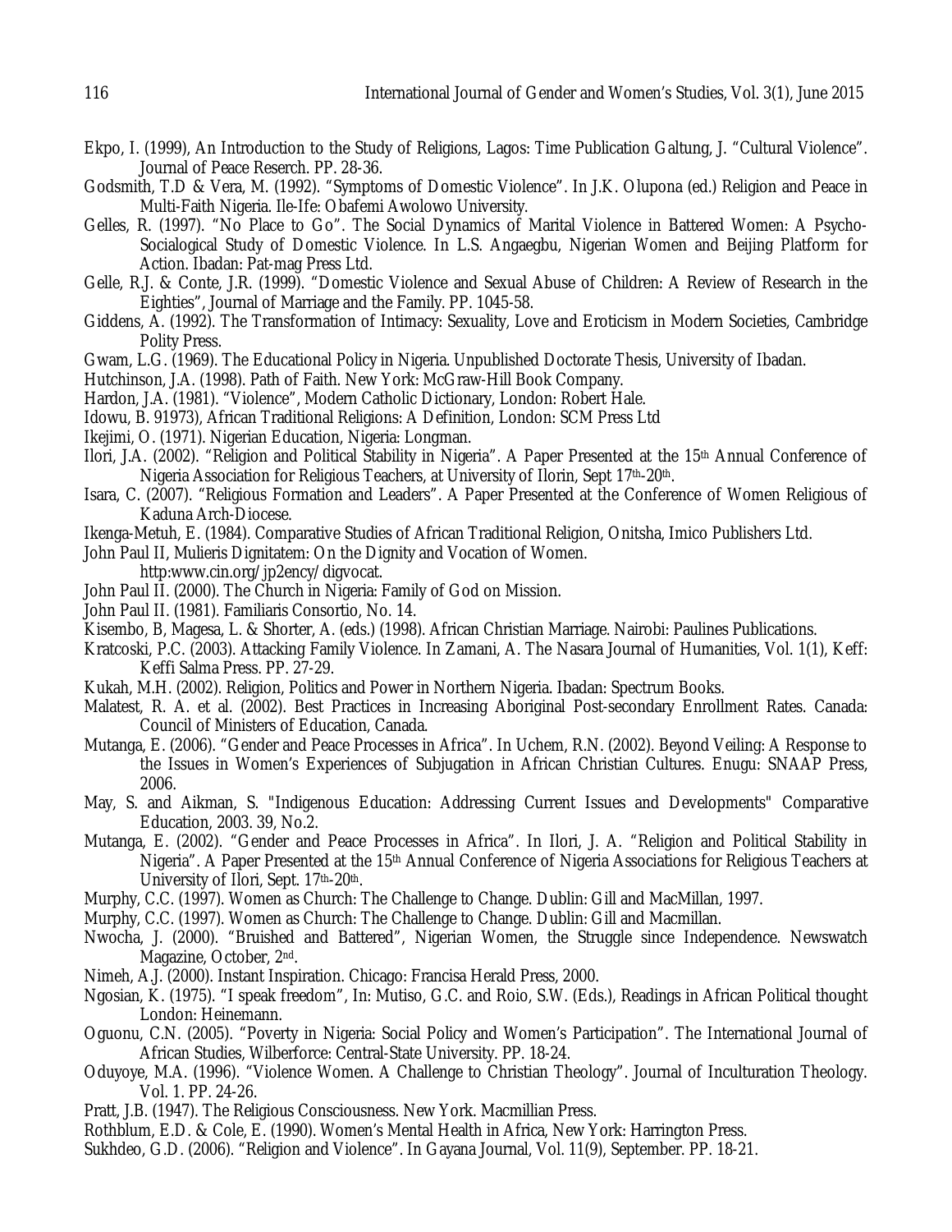Ekpo, I. (1999), An Introduction to the Study of Religions, Lagos: Time Publication Galtung, J. "Cultural Violence". Journal of Peace Reserch. PP. 28-36.

Godsmith, T.D & Vera, M. (1992). "Symptoms of Domestic Violence". In J.K. Olupona (ed.) Religion and Peace in Multi-Faith Nigeria. Ile-Ife: Obafemi Awolowo University.

Gelles, R. (1997). "No Place to Go". The Social Dynamics of Marital Violence in Battered Women: A Psycho-Socialogical Study of Domestic Violence. In L.S. Angaegbu, Nigerian Women and Beijing Platform for Action. Ibadan: Pat-mag Press Ltd.

Gelle, R.J. & Conte, J.R. (1999). "Domestic Violence and Sexual Abuse of Children: A Review of Research in the Eighties", Journal of Marriage and the Family. PP. 1045-58.

Giddens, A. (1992). The Transformation of Intimacy: Sexuality, Love and Eroticism in Modern Societies, Cambridge Polity Press.

Gwam, L.G. (1969). The Educational Policy in Nigeria. Unpublished Doctorate Thesis, University of Ibadan.

Hutchinson, J.A. (1998). Path of Faith. New York: McGraw-Hill Book Company.

Hardon, J.A. (1981). "Violence", Modern Catholic Dictionary, London: Robert Hale.

Idowu, B. 91973), African Traditional Religions: A Definition, London: SCM Press Ltd

Ikejimi, O. (1971). Nigerian Education, Nigeria: Longman.

Ilori, J.A. (2002). "Religion and Political Stability in Nigeria". A Paper Presented at the 15th Annual Conference of Nigeria Association for Religious Teachers, at University of Ilorin, Sept 17th-20th.

Isara, C. (2007). "Religious Formation and Leaders". A Paper Presented at the Conference of Women Religious of Kaduna Arch-Diocese.

Ikenga-Metuh, E. (1984). Comparative Studies of African Traditional Religion, Onitsha, Imico Publishers Ltd.

John Paul II, Mulieris Dignitatem: On the Dignity and Vocation of Women. http:www.cin.org/jp2ency/digvocat.

John Paul II. (2000). The Church in Nigeria: Family of God on Mission.

John Paul II. (1981). Familiaris Consortio, No. 14.

Kisembo, B, Magesa, L. & Shorter, A. (eds.) (1998). African Christian Marriage. Nairobi: Paulines Publications.

Kratcoski, P.C. (2003). Attacking Family Violence. In Zamani, A. The Nasara Journal of Humanities, Vol. 1(1), Keff: Keffi Salma Press. PP. 27-29.

Kukah, M.H. (2002). Religion, Politics and Power in Northern Nigeria. Ibadan: Spectrum Books.

Malatest, R. A. et al. (2002). Best Practices in Increasing Aboriginal Post-secondary Enrollment Rates. Canada: Council of Ministers of Education, Canada.

Mutanga, E. (2006). "Gender and Peace Processes in Africa". In Uchem, R.N. (2002). Beyond Veiling: A Response to the Issues in Women's Experiences of Subjugation in African Christian Cultures. Enugu: SNAAP Press, 2006.

May, S. and Aikman, S. "Indigenous Education: Addressing Current Issues and Developments" Comparative Education, 2003. 39, No.2.

Mutanga, E. (2002). "Gender and Peace Processes in Africa". In Ilori, J. A. "Religion and Political Stability in Nigeria". A Paper Presented at the 15th Annual Conference of Nigeria Associations for Religious Teachers at University of Ilori, Sept. 17th-20th.

Murphy, C.C. (1997). Women as Church: The Challenge to Change. Dublin: Gill and MacMillan, 1997.

Murphy, C.C. (1997). Women as Church: The Challenge to Change. Dublin: Gill and Macmillan.

Nwocha, J. (2000). "Bruished and Battered", Nigerian Women, the Struggle since Independence. Newswatch Magazine, October, 2nd.

Nimeh, A.J. (2000). Instant Inspiration. Chicago: Francisa Herald Press, 2000.

Ngosian, K. (1975). "I speak freedom", In: Mutiso, G.C. and Roio, S.W. (Eds.), Readings in African Political thought London: Heinemann.

Oguonu, C.N. (2005). "Poverty in Nigeria: Social Policy and Women's Participation". The International Journal of African Studies, Wilberforce: Central-State University. PP. 18-24.

Oduyoye, M.A. (1996). "Violence Women. A Challenge to Christian Theology". Journal of Inculturation Theology. Vol. 1. PP. 24-26.

Pratt, J.B. (1947). The Religious Consciousness. New York. Macmillian Press.

Rothblum, E.D. & Cole, E. (1990). Women's Mental Health in Africa, New York: Harrington Press.

Sukhdeo, G.D. (2006). "Religion and Violence". In Gayana Journal, Vol. 11(9), September. PP. 18-21.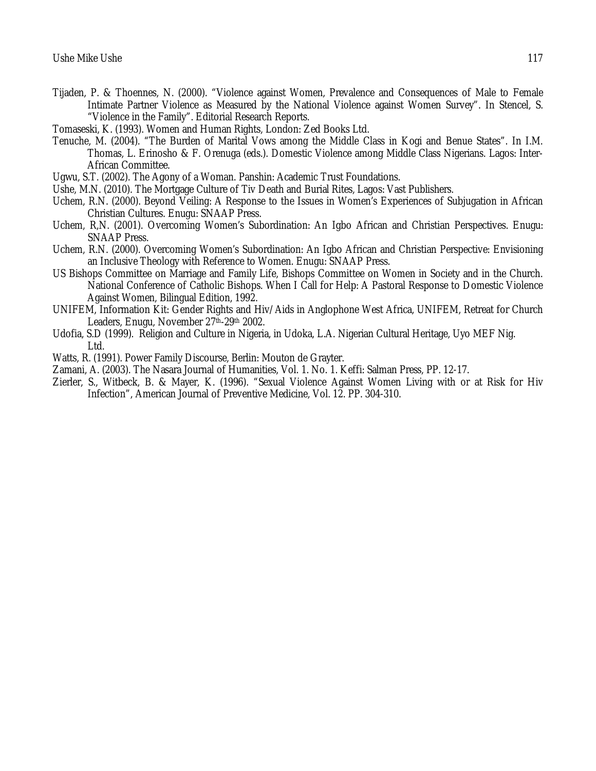Tijaden, P. & Thoennes, N. (2000). "Violence against Women, Prevalence and Consequences of Male to Female Intimate Partner Violence as Measured by the National Violence against Women Survey". In Stencel, S. "Violence in the Family". Editorial Research Reports.

Tomaseski, K. (1993). Women and Human Rights, London: Zed Books Ltd.

Tenuche, M. (2004). "The Burden of Marital Vows among the Middle Class in Kogi and Benue States". In I.M. Thomas, L. Erinosho & F. Orenuga (eds.). Domestic Violence among Middle Class Nigerians. Lagos: Inter-African Committee.

Ugwu, S.T. (2002). The Agony of a Woman. Panshin: Academic Trust Foundations.

Ushe, M.N. (2010). The Mortgage Culture of Tiv Death and Burial Rites, Lagos: Vast Publishers.

Uchem, R.N. (2000). Beyond Veiling: A Response to the Issues in Women's Experiences of Subjugation in African Christian Cultures. Enugu: SNAAP Press.

Uchem, R,N. (2001). Overcoming Women's Subordination: An Igbo African and Christian Perspectives. Enugu: SNAAP Press.

Uchem, R.N. (2000). Overcoming Women's Subordination: An Igbo African and Christian Perspective: Envisioning an Inclusive Theology with Reference to Women. Enugu: SNAAP Press.

US Bishops Committee on Marriage and Family Life, Bishops Committee on Women in Society and in the Church. National Conference of Catholic Bishops. When I Call for Help: A Pastoral Response to Domestic Violence Against Women, Bilingual Edition, 1992.

UNIFEM, Information Kit: Gender Rights and Hiv/Aids in Anglophone West Africa, UNIFEM, Retreat for Church Leaders, Enugu, November 27th-29th 2002.

Udofia, S.D (1999). Religion and Culture in Nigeria, in Udoka, L.A. Nigerian Cultural Heritage, Uyo MEF Nig. Ltd.

Watts, R. (1991). Power Family Discourse, Berlin: Mouton de Grayter.

Zamani, A. (2003). The Nasara Journal of Humanities, Vol. 1. No. 1. Keffi: Salman Press, PP. 12-17.

Zierler, S., Witbeck, B. & Mayer, K. (1996). "Sexual Violence Against Women Living with or at Risk for Hiv Infection", American Journal of Preventive Medicine, Vol. 12. PP. 304-310.